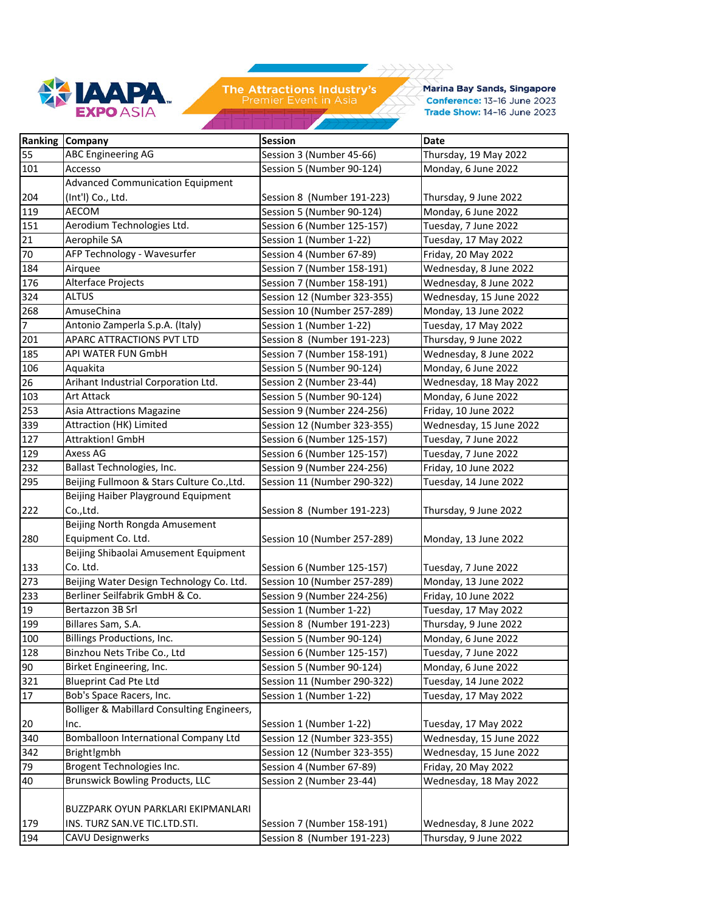IAAPA EXPO ASIA

The Attractions Industry's Premier Event in Asia

Marina Bay Sands, Singapore
Conference: 13-16 June 2023
Trade Show: 14-16 June 2023

| Ranking | Company | Session | Date |
|---|---|---|---|
| 55 | ABC Engineering AG | Session 3 (Number 45-66) | Thursday, 19 May 2022 |
| 101 | Accesso | Session 5 (Number 90-124) | Monday, 6 June 2022 |
| 204 | Advanced Communication Equipment (Int'l) Co., Ltd. | Session 8 (Number 191-223) | Thursday, 9 June 2022 |
| 119 | AECOM | Session 5 (Number 90-124) | Monday, 6 June 2022 |
| 151 | Aerodium Technologies Ltd. | Session 6 (Number 125-157) | Tuesday, 7 June 2022 |
| 21 | Aerophile SA | Session 1 (Number 1-22) | Tuesday, 17 May 2022 |
| 70 | AFP Technology - Wavesurfer | Session 4 (Number 67-89) | Friday, 20 May 2022 |
| 184 | Airquee | Session 7 (Number 158-191) | Wednesday, 8 June 2022 |
| 176 | Alterface Projects | Session 7 (Number 158-191) | Wednesday, 8 June 2022 |
| 324 | ALTUS | Session 12 (Number 323-355) | Wednesday, 15 June 2022 |
| 268 | AmuseChina | Session 10 (Number 257-289) | Monday, 13 June 2022 |
| 7 | Antonio Zamperla S.p.A. (Italy) | Session 1 (Number 1-22) | Tuesday, 17 May 2022 |
| 201 | APARC ATTRACTIONS PVT LTD | Session 8 (Number 191-223) | Thursday, 9 June 2022 |
| 185 | API WATER FUN GmbH | Session 7 (Number 158-191) | Wednesday, 8 June 2022 |
| 106 | Aquakita | Session 5 (Number 90-124) | Monday, 6 June 2022 |
| 26 | Arihant Industrial Corporation Ltd. | Session 2 (Number 23-44) | Wednesday, 18 May 2022 |
| 103 | Art Attack | Session 5 (Number 90-124) | Monday, 6 June 2022 |
| 253 | Asia Attractions Magazine | Session 9 (Number 224-256) | Friday, 10 June 2022 |
| 339 | Attraction (HK) Limited | Session 12 (Number 323-355) | Wednesday, 15 June 2022 |
| 127 | Attraktion! GmbH | Session 6 (Number 125-157) | Tuesday, 7 June 2022 |
| 129 | Axess AG | Session 6 (Number 125-157) | Tuesday, 7 June 2022 |
| 232 | Ballast Technologies, Inc. | Session 9 (Number 224-256) | Friday, 10 June 2022 |
| 295 | Beijing Fullmoon & Stars Culture Co.,Ltd. | Session 11 (Number 290-322) | Tuesday, 14 June 2022 |
| 222 | Beijing Haiber Playground Equipment Co.,Ltd. | Session 8 (Number 191-223) | Thursday, 9 June 2022 |
| 280 | Beijing North Rongda Amusement Equipment Co. Ltd. | Session 10 (Number 257-289) | Monday, 13 June 2022 |
| 133 | Beijing Shibaolai Amusement Equipment Co. Ltd. | Session 6 (Number 125-157) | Tuesday, 7 June 2022 |
| 273 | Beijing Water Design Technology Co. Ltd. | Session 10 (Number 257-289) | Monday, 13 June 2022 |
| 233 | Berliner Seilfabrik GmbH & Co. | Session 9 (Number 224-256) | Friday, 10 June 2022 |
| 19 | Bertazzon 3B Srl | Session 1 (Number 1-22) | Tuesday, 17 May 2022 |
| 199 | Billares Sam, S.A. | Session 8 (Number 191-223) | Thursday, 9 June 2022 |
| 100 | Billings Productions, Inc. | Session 5 (Number 90-124) | Monday, 6 June 2022 |
| 128 | Binzhou Nets Tribe Co., Ltd | Session 6 (Number 125-157) | Tuesday, 7 June 2022 |
| 90 | Birket Engineering, Inc. | Session 5 (Number 90-124) | Monday, 6 June 2022 |
| 321 | Blueprint Cad Pte Ltd | Session 11 (Number 290-322) | Tuesday, 14 June 2022 |
| 17 | Bob's Space Racers, Inc. | Session 1 (Number 1-22) | Tuesday, 17 May 2022 |
| 20 | Bolliger & Mabillard Consulting Engineers, Inc. | Session 1 (Number 1-22) | Tuesday, 17 May 2022 |
| 340 | Bomballoon International Company Ltd | Session 12 (Number 323-355) | Wednesday, 15 June 2022 |
| 342 | Bright!gmbh | Session 12 (Number 323-355) | Wednesday, 15 June 2022 |
| 79 | Brogent Technologies Inc. | Session 4 (Number 67-89) | Friday, 20 May 2022 |
| 40 | Brunswick Bowling Products, LLC | Session 2 (Number 23-44) | Wednesday, 18 May 2022 |
| 179 | BUZZPARK OYUN PARKLARI EKIPMANLARI INS. TURZ SAN.VE TIC.LTD.STI. | Session 7 (Number 158-191) | Wednesday, 8 June 2022 |
| 194 | CAVU Designwerks | Session 8 (Number 191-223) | Thursday, 9 June 2022 |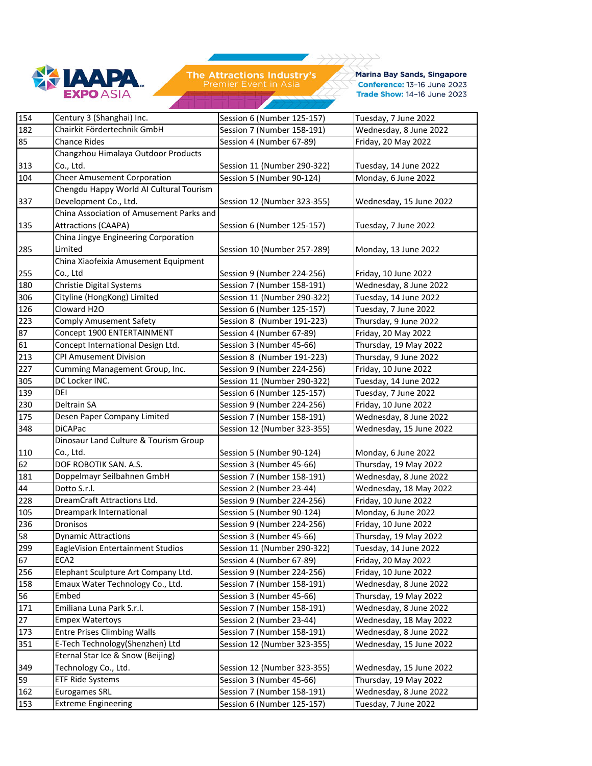| 154 | Century 3 (Shanghai) Inc. | Session 6 (Number 125-157) | Tuesday, 7 June 2022 |
|---|---|---|---|
| 182 | Chairkit Fördertechnik GmbH | Session 7 (Number 158-191) | Wednesday, 8 June 2022 |
| 85 | Chance Rides | Session 4 (Number 67-89) | Friday, 20 May 2022 |
| 313 | Changzhou Himalaya Outdoor Products Co., Ltd. | Session 11 (Number 290-322) | Tuesday, 14 June 2022 |
| 104 | Cheer Amusement Corporation | Session 5 (Number 90-124) | Monday, 6 June 2022 |
| 337 | Chengdu Happy World AI Cultural Tourism Development Co., Ltd. | Session 12 (Number 323-355) | Wednesday, 15 June 2022 |
| 135 | China Association of Amusement Parks and Attractions (CAAPA) | Session 6 (Number 125-157) | Tuesday, 7 June 2022 |
| 285 | China Jingye Engineering Corporation Limited | Session 10 (Number 257-289) | Monday, 13 June 2022 |
| 255 | China Xiaofeixia Amusement Equipment Co., Ltd | Session 9 (Number 224-256) | Friday, 10 June 2022 |
| 180 | Christie Digital Systems | Session 7 (Number 158-191) | Wednesday, 8 June 2022 |
| 306 | Cityline (HongKong) Limited | Session 11 (Number 290-322) | Tuesday, 14 June 2022 |
| 126 | Cloward H2O | Session 6 (Number 125-157) | Tuesday, 7 June 2022 |
| 223 | Comply Amusement Safety | Session 8 (Number 191-223) | Thursday, 9 June 2022 |
| 87 | Concept 1900 ENTERTAINMENT | Session 4 (Number 67-89) | Friday, 20 May 2022 |
| 61 | Concept International Design Ltd. | Session 3 (Number 45-66) | Thursday, 19 May 2022 |
| 213 | CPI Amusement Division | Session 8 (Number 191-223) | Thursday, 9 June 2022 |
| 227 | Cumming Management Group, Inc. | Session 9 (Number 224-256) | Friday, 10 June 2022 |
| 305 | DC Locker INC. | Session 11 (Number 290-322) | Tuesday, 14 June 2022 |
| 139 | DEI | Session 6 (Number 125-157) | Tuesday, 7 June 2022 |
| 230 | Deltrain SA | Session 9 (Number 224-256) | Friday, 10 June 2022 |
| 175 | Desen Paper Company Limited | Session 7 (Number 158-191) | Wednesday, 8 June 2022 |
| 348 | DiCAPac | Session 12 (Number 323-355) | Wednesday, 15 June 2022 |
| 110 | Dinosaur Land Culture & Tourism Group Co., Ltd. | Session 5 (Number 90-124) | Monday, 6 June 2022 |
| 62 | DOF ROBOTIK SAN. A.S. | Session 3 (Number 45-66) | Thursday, 19 May 2022 |
| 181 | Doppelmayr Seilbahnen GmbH | Session 7 (Number 158-191) | Wednesday, 8 June 2022 |
| 44 | Dotto S.r.l. | Session 2 (Number 23-44) | Wednesday, 18 May 2022 |
| 228 | DreamCraft Attractions Ltd. | Session 9 (Number 224-256) | Friday, 10 June 2022 |
| 105 | Dreampark International | Session 5 (Number 90-124) | Monday, 6 June 2022 |
| 236 | Dronisos | Session 9 (Number 224-256) | Friday, 10 June 2022 |
| 58 | Dynamic Attractions | Session 3 (Number 45-66) | Thursday, 19 May 2022 |
| 299 | EagleVision Entertainment Studios | Session 11 (Number 290-322) | Tuesday, 14 June 2022 |
| 67 | ECA2 | Session 4 (Number 67-89) | Friday, 20 May 2022 |
| 256 | Elephant Sculpture Art Company Ltd. | Session 9 (Number 224-256) | Friday, 10 June 2022 |
| 158 | Emaux Water Technology Co., Ltd. | Session 7 (Number 158-191) | Wednesday, 8 June 2022 |
| 56 | Embed | Session 3 (Number 45-66) | Thursday, 19 May 2022 |
| 171 | Emiliana Luna Park S.r.l. | Session 7 (Number 158-191) | Wednesday, 8 June 2022 |
| 27 | Empex Watertoys | Session 2 (Number 23-44) | Wednesday, 18 May 2022 |
| 173 | Entre Prises Climbing Walls | Session 7 (Number 158-191) | Wednesday, 8 June 2022 |
| 351 | E-Tech Technology(Shenzhen) Ltd | Session 12 (Number 323-355) | Wednesday, 15 June 2022 |
| 349 | Eternal Star Ice & Snow (Beijing) Technology Co., Ltd. | Session 12 (Number 323-355) | Wednesday, 15 June 2022 |
| 59 | ETF Ride Systems | Session 3 (Number 45-66) | Thursday, 19 May 2022 |
| 162 | Eurogames SRL | Session 7 (Number 158-191) | Wednesday, 8 June 2022 |
| 153 | Extreme Engineering | Session 6 (Number 125-157) | Tuesday, 7 June 2022 |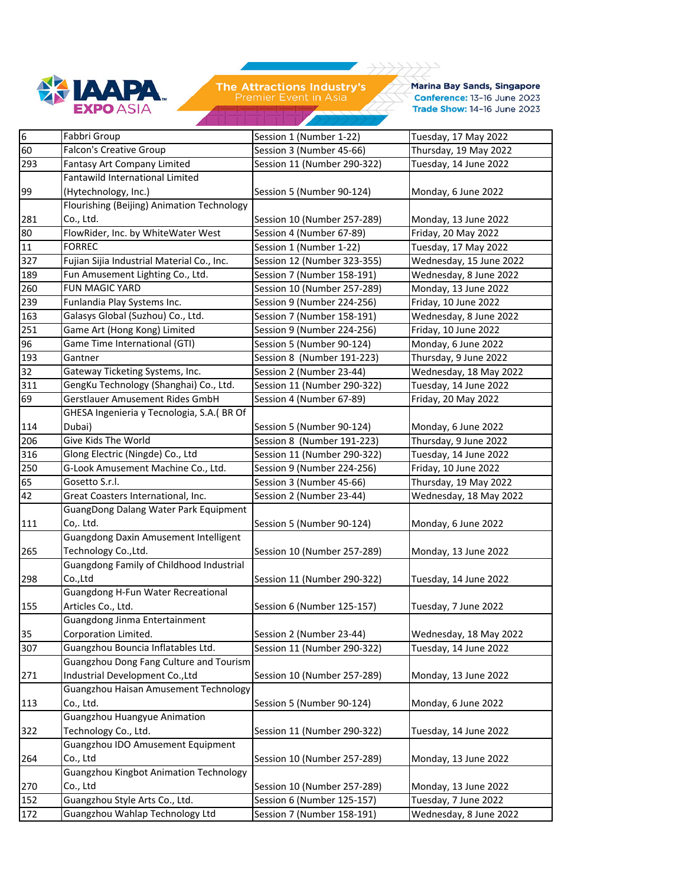| | | | |
|---|---|---|---|
| 6 | Fabbri Group | Session 1 (Number 1-22) | Tuesday, 17 May 2022 |
| 60 | Falcon's Creative Group | Session 3 (Number 45-66) | Thursday, 19 May 2022 |
| 293 | Fantasy Art Company Limited | Session 11 (Number 290-322) | Tuesday, 14 June 2022 |
| 99 | Fantawild International Limited (Hytechnology, Inc.) | Session 5 (Number 90-124) | Monday, 6 June 2022 |
| 281 | Flourishing (Beijing) Animation Technology Co., Ltd. | Session 10 (Number 257-289) | Monday, 13 June 2022 |
| 80 | FlowRider, Inc. by WhiteWater West | Session 4 (Number 67-89) | Friday, 20 May 2022 |
| 11 | FORREC | Session 1 (Number 1-22) | Tuesday, 17 May 2022 |
| 327 | Fujian Sijia Industrial Material Co., Inc. | Session 12 (Number 323-355) | Wednesday, 15 June 2022 |
| 189 | Fun Amusement Lighting Co., Ltd. | Session 7 (Number 158-191) | Wednesday, 8 June 2022 |
| 260 | FUN MAGIC YARD | Session 10 (Number 257-289) | Monday, 13 June 2022 |
| 239 | Funlandia Play Systems Inc. | Session 9 (Number 224-256) | Friday, 10 June 2022 |
| 163 | Galasys Global (Suzhou) Co., Ltd. | Session 7 (Number 158-191) | Wednesday, 8 June 2022 |
| 251 | Game Art (Hong Kong) Limited | Session 9 (Number 224-256) | Friday, 10 June 2022 |
| 96 | Game Time International (GTI) | Session 5 (Number 90-124) | Monday, 6 June 2022 |
| 193 | Gantner | Session 8 (Number 191-223) | Thursday, 9 June 2022 |
| 32 | Gateway Ticketing Systems, Inc. | Session 2 (Number 23-44) | Wednesday, 18 May 2022 |
| 311 | GengKu Technology (Shanghai) Co., Ltd. | Session 11 (Number 290-322) | Tuesday, 14 June 2022 |
| 69 | Gerstlauer Amusement Rides GmbH | Session 4 (Number 67-89) | Friday, 20 May 2022 |
| 114 | GHESA Ingenieria y Tecnologia, S.A.( BR Of Dubai) | Session 5 (Number 90-124) | Monday, 6 June 2022 |
| 206 | Give Kids The World | Session 8 (Number 191-223) | Thursday, 9 June 2022 |
| 316 | Glong Electric (Ningde) Co., Ltd | Session 11 (Number 290-322) | Tuesday, 14 June 2022 |
| 250 | G-Look Amusement Machine Co., Ltd. | Session 9 (Number 224-256) | Friday, 10 June 2022 |
| 65 | Gosetto S.r.l. | Session 3 (Number 45-66) | Thursday, 19 May 2022 |
| 42 | Great Coasters International, Inc. | Session 2 (Number 23-44) | Wednesday, 18 May 2022 |
| 111 | GuangDong Dalang Water Park Equipment Co,. Ltd. | Session 5 (Number 90-124) | Monday, 6 June 2022 |
| 265 | Guangdong Daxin Amusement Intelligent Technology Co.,Ltd. | Session 10 (Number 257-289) | Monday, 13 June 2022 |
| 298 | Guangdong Family of Childhood Industrial Co.,Ltd | Session 11 (Number 290-322) | Tuesday, 14 June 2022 |
| 155 | Guangdong H-Fun Water Recreational Articles Co., Ltd. | Session 6 (Number 125-157) | Tuesday, 7 June 2022 |
| 35 | Guangdong Jinma Entertainment Corporation Limited. | Session 2 (Number 23-44) | Wednesday, 18 May 2022 |
| 307 | Guangzhou Bouncia Inflatables Ltd. | Session 11 (Number 290-322) | Tuesday, 14 June 2022 |
| 271 | Guangzhou Dong Fang Culture and Tourism Industrial Development Co.,Ltd | Session 10 (Number 257-289) | Monday, 13 June 2022 |
| 113 | Guangzhou Haisan Amusement Technology Co., Ltd. | Session 5 (Number 90-124) | Monday, 6 June 2022 |
| 322 | Guangzhou Huangyue Animation Technology Co., Ltd. | Session 11 (Number 290-322) | Tuesday, 14 June 2022 |
| 264 | Guangzhou IDO Amusement Equipment Co., Ltd | Session 10 (Number 257-289) | Monday, 13 June 2022 |
| 270 | Guangzhou Kingbot Animation Technology Co., Ltd | Session 10 (Number 257-289) | Monday, 13 June 2022 |
| 152 | Guangzhou Style Arts Co., Ltd. | Session 6 (Number 125-157) | Tuesday, 7 June 2022 |
| 172 | Guangzhou Wahlap Technology Ltd | Session 7 (Number 158-191) | Wednesday, 8 June 2022 |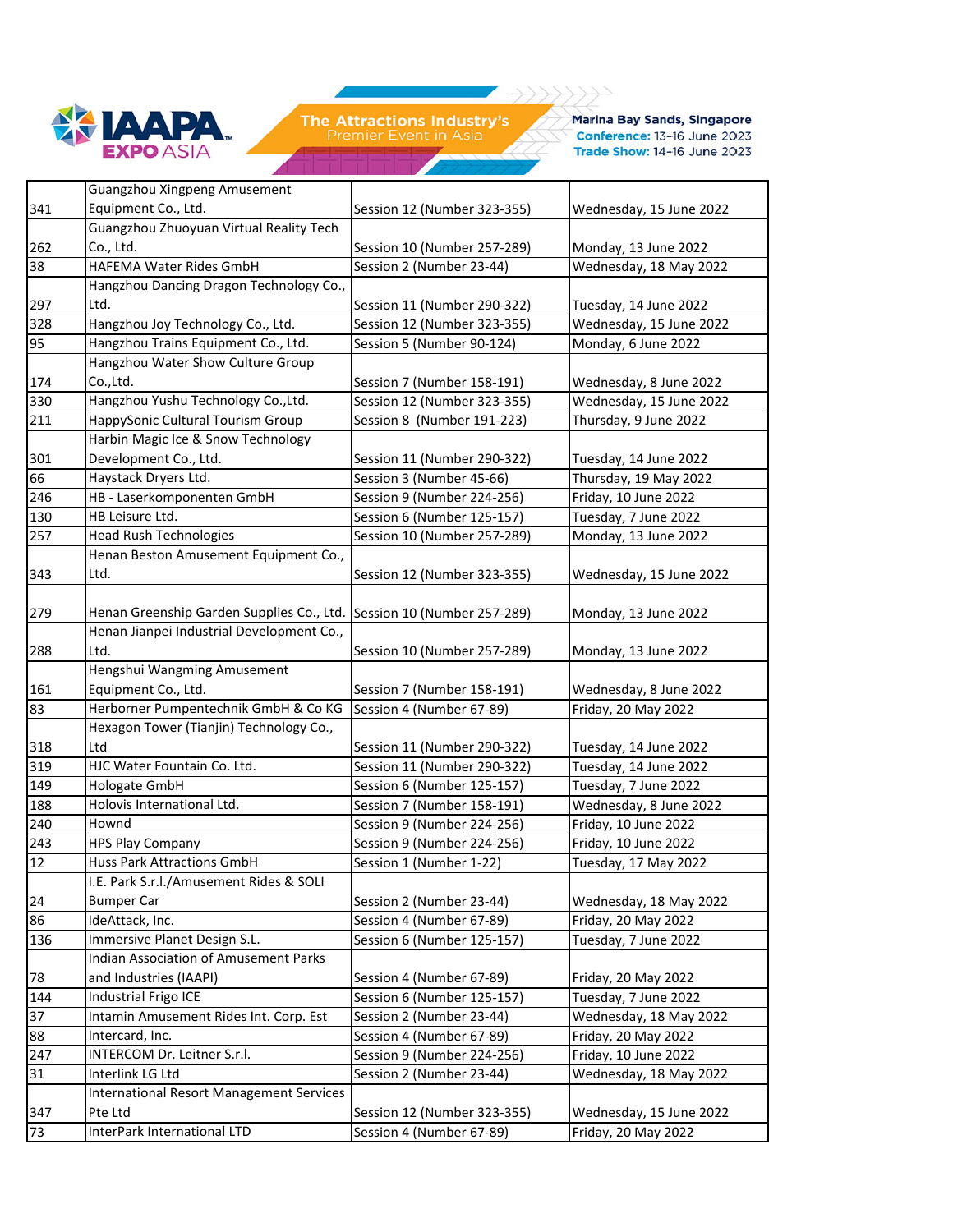| | | | |
|---|---|---|---|
| 341 | Guangzhou Xingpeng Amusement Equipment Co., Ltd. | Session 12 (Number 323-355) | Wednesday, 15 June 2022 |
| 262 | Guangzhou Zhuoyuan Virtual Reality Tech Co., Ltd. | Session 10 (Number 257-289) | Monday, 13 June 2022 |
| 38 | HAFEMA Water Rides GmbH | Session 2 (Number 23-44) | Wednesday, 18 May 2022 |
| 297 | Hangzhou Dancing Dragon Technology Co., Ltd. | Session 11 (Number 290-322) | Tuesday, 14 June 2022 |
| 328 | Hangzhou Joy Technology Co., Ltd. | Session 12 (Number 323-355) | Wednesday, 15 June 2022 |
| 95 | Hangzhou Trains Equipment Co., Ltd. | Session 5 (Number 90-124) | Monday, 6 June 2022 |
| 174 | Hangzhou Water Show Culture Group Co.,Ltd. | Session 7 (Number 158-191) | Wednesday, 8 June 2022 |
| 330 | Hangzhou Yushu Technology Co.,Ltd. | Session 12 (Number 323-355) | Wednesday, 15 June 2022 |
| 211 | HappySonic Cultural Tourism Group | Session 8 (Number 191-223) | Thursday, 9 June 2022 |
| 301 | Harbin Magic Ice & Snow Technology Development Co., Ltd. | Session 11 (Number 290-322) | Tuesday, 14 June 2022 |
| 66 | Haystack Dryers Ltd. | Session 3 (Number 45-66) | Thursday, 19 May 2022 |
| 246 | HB - Laserkomponenten GmbH | Session 9 (Number 224-256) | Friday, 10 June 2022 |
| 130 | HB Leisure Ltd. | Session 6 (Number 125-157) | Tuesday, 7 June 2022 |
| 257 | Head Rush Technologies | Session 10 (Number 257-289) | Monday, 13 June 2022 |
| 343 | Henan Beston Amusement Equipment Co., Ltd. | Session 12 (Number 323-355) | Wednesday, 15 June 2022 |
| 279 | Henan Greenship Garden Supplies Co., Ltd. | Session 10 (Number 257-289) | Monday, 13 June 2022 |
| 288 | Henan Jianpei Industrial Development Co., Ltd. | Session 10 (Number 257-289) | Monday, 13 June 2022 |
| 161 | Hengshui Wangming Amusement Equipment Co., Ltd. | Session 7 (Number 158-191) | Wednesday, 8 June 2022 |
| 83 | Herborner Pumpentechnik GmbH & Co KG | Session 4 (Number 67-89) | Friday, 20 May 2022 |
| 318 | Hexagon Tower (Tianjin) Technology Co., Ltd | Session 11 (Number 290-322) | Tuesday, 14 June 2022 |
| 319 | HJC Water Fountain Co. Ltd. | Session 11 (Number 290-322) | Tuesday, 14 June 2022 |
| 149 | Hologate GmbH | Session 6 (Number 125-157) | Tuesday, 7 June 2022 |
| 188 | Holovis International Ltd. | Session 7 (Number 158-191) | Wednesday, 8 June 2022 |
| 240 | Hownd | Session 9 (Number 224-256) | Friday, 10 June 2022 |
| 243 | HPS Play Company | Session 9 (Number 224-256) | Friday, 10 June 2022 |
| 12 | Huss Park Attractions GmbH | Session 1 (Number 1-22) | Tuesday, 17 May 2022 |
| 24 | I.E. Park S.r.l./Amusement Rides & SOLI Bumper Car | Session 2 (Number 23-44) | Wednesday, 18 May 2022 |
| 86 | IdeAttack, Inc. | Session 4 (Number 67-89) | Friday, 20 May 2022 |
| 136 | Immersive Planet Design S.L. | Session 6 (Number 125-157) | Tuesday, 7 June 2022 |
| 78 | Indian Association of Amusement Parks and Industries (IAAPI) | Session 4 (Number 67-89) | Friday, 20 May 2022 |
| 144 | Industrial Frigo ICE | Session 6 (Number 125-157) | Tuesday, 7 June 2022 |
| 37 | Intamin Amusement Rides Int. Corp. Est | Session 2 (Number 23-44) | Wednesday, 18 May 2022 |
| 88 | Intercard, Inc. | Session 4 (Number 67-89) | Friday, 20 May 2022 |
| 247 | INTERCOM Dr. Leitner S.r.l. | Session 9 (Number 224-256) | Friday, 10 June 2022 |
| 31 | Interlink LG Ltd | Session 2 (Number 23-44) | Wednesday, 18 May 2022 |
| 347 | International Resort Management Services Pte Ltd | Session 12 (Number 323-355) | Wednesday, 15 June 2022 |
| 73 | InterPark International LTD | Session 4 (Number 67-89) | Friday, 20 May 2022 |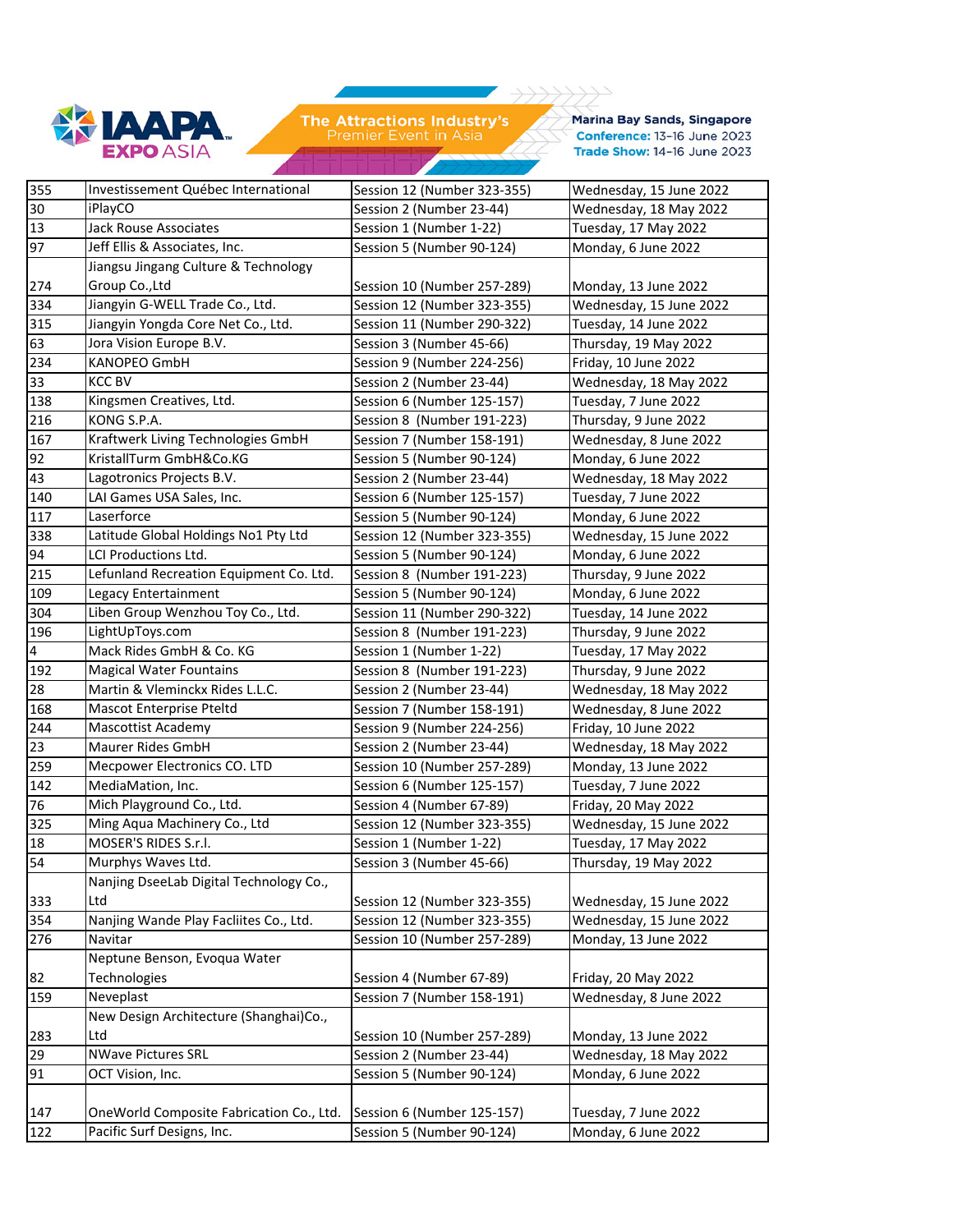| 355 | Investissement Québec International | Session 12 (Number 323-355) | Wednesday, 15 June 2022 |
|---|---|---|---|
| 30 | iPlayCO | Session 2 (Number 23-44) | Wednesday, 18 May 2022 |
| 13 | Jack Rouse Associates | Session 1 (Number 1-22) | Tuesday, 17 May 2022 |
| 97 | Jeff Ellis & Associates, Inc. | Session 5 (Number 90-124) | Monday, 6 June 2022 |
| 274 | Jiangsu Jingang Culture & Technology Group Co.,Ltd | Session 10 (Number 257-289) | Monday, 13 June 2022 |
| 334 | Jiangyin G-WELL Trade Co., Ltd. | Session 12 (Number 323-355) | Wednesday, 15 June 2022 |
| 315 | Jiangyin Yongda Core Net Co., Ltd. | Session 11 (Number 290-322) | Tuesday, 14 June 2022 |
| 63 | Jora Vision Europe B.V. | Session 3 (Number 45-66) | Thursday, 19 May 2022 |
| 234 | KANOPEO GmbH | Session 9 (Number 224-256) | Friday, 10 June 2022 |
| 33 | KCC BV | Session 2 (Number 23-44) | Wednesday, 18 May 2022 |
| 138 | Kingsmen Creatives, Ltd. | Session 6 (Number 125-157) | Tuesday, 7 June 2022 |
| 216 | KONG S.P.A. | Session 8 (Number 191-223) | Thursday, 9 June 2022 |
| 167 | Kraftwerk Living Technologies GmbH | Session 7 (Number 158-191) | Wednesday, 8 June 2022 |
| 92 | KristallTurm GmbH&Co.KG | Session 5 (Number 90-124) | Monday, 6 June 2022 |
| 43 | Lagotronics Projects B.V. | Session 2 (Number 23-44) | Wednesday, 18 May 2022 |
| 140 | LAI Games USA Sales, Inc. | Session 6 (Number 125-157) | Tuesday, 7 June 2022 |
| 117 | Laserforce | Session 5 (Number 90-124) | Monday, 6 June 2022 |
| 338 | Latitude Global Holdings No1 Pty Ltd | Session 12 (Number 323-355) | Wednesday, 15 June 2022 |
| 94 | LCI Productions Ltd. | Session 5 (Number 90-124) | Monday, 6 June 2022 |
| 215 | Lefunland Recreation Equipment Co. Ltd. | Session 8 (Number 191-223) | Thursday, 9 June 2022 |
| 109 | Legacy Entertainment | Session 5 (Number 90-124) | Monday, 6 June 2022 |
| 304 | Liben Group Wenzhou Toy Co., Ltd. | Session 11 (Number 290-322) | Tuesday, 14 June 2022 |
| 196 | LightUpToys.com | Session 8 (Number 191-223) | Thursday, 9 June 2022 |
| 4 | Mack Rides GmbH & Co. KG | Session 1 (Number 1-22) | Tuesday, 17 May 2022 |
| 192 | Magical Water Fountains | Session 8 (Number 191-223) | Thursday, 9 June 2022 |
| 28 | Martin & Vleminckx Rides L.L.C. | Session 2 (Number 23-44) | Wednesday, 18 May 2022 |
| 168 | Mascot Enterprise Pteltd | Session 7 (Number 158-191) | Wednesday, 8 June 2022 |
| 244 | Mascottist Academy | Session 9 (Number 224-256) | Friday, 10 June 2022 |
| 23 | Maurer Rides GmbH | Session 2 (Number 23-44) | Wednesday, 18 May 2022 |
| 259 | Mecpower Electronics CO. LTD | Session 10 (Number 257-289) | Monday, 13 June 2022 |
| 142 | MediaMation, Inc. | Session 6 (Number 125-157) | Tuesday, 7 June 2022 |
| 76 | Mich Playground Co., Ltd. | Session 4 (Number 67-89) | Friday, 20 May 2022 |
| 325 | Ming Aqua Machinery Co., Ltd | Session 12 (Number 323-355) | Wednesday, 15 June 2022 |
| 18 | MOSER'S RIDES S.r.l. | Session 1 (Number 1-22) | Tuesday, 17 May 2022 |
| 54 | Murphys Waves Ltd. | Session 3 (Number 45-66) | Thursday, 19 May 2022 |
| 333 | Nanjing DseeLab Digital Technology Co., Ltd | Session 12 (Number 323-355) | Wednesday, 15 June 2022 |
| 354 | Nanjing Wande Play Facliites Co., Ltd. | Session 12 (Number 323-355) | Wednesday, 15 June 2022 |
| 276 | Navitar | Session 10 (Number 257-289) | Monday, 13 June 2022 |
| 82 | Neptune Benson, Evoqua Water Technologies | Session 4 (Number 67-89) | Friday, 20 May 2022 |
| 159 | Neveplast | Session 7 (Number 158-191) | Wednesday, 8 June 2022 |
| 283 | New Design Architecture (Shanghai)Co., Ltd | Session 10 (Number 257-289) | Monday, 13 June 2022 |
| 29 | NWave Pictures SRL | Session 2 (Number 23-44) | Wednesday, 18 May 2022 |
| 91 | OCT Vision, Inc. | Session 5 (Number 90-124) | Monday, 6 June 2022 |
| 147 | OneWorld Composite Fabrication Co., Ltd. | Session 6 (Number 125-157) | Tuesday, 7 June 2022 |
| 122 | Pacific Surf Designs, Inc. | Session 5 (Number 90-124) | Monday, 6 June 2022 |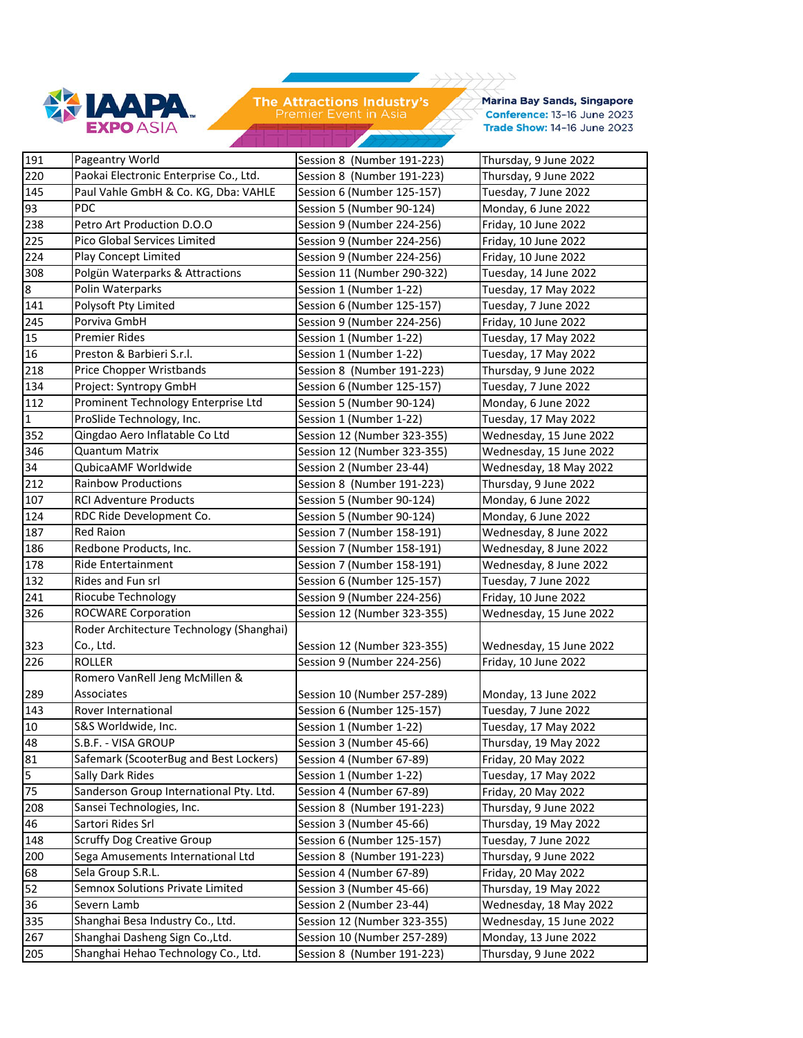| 191 | Pageantry World | Session 8  (Number 191-223) | Thursday, 9 June 2022 |
|---|---|---|---|
| 220 | Paokai Electronic Enterprise Co., Ltd. | Session 8  (Number 191-223) | Thursday, 9 June 2022 |
| 145 | Paul Vahle GmbH & Co. KG, Dba: VAHLE | Session 6 (Number 125-157) | Tuesday, 7 June 2022 |
| 93 | PDC | Session 5 (Number 90-124) | Monday, 6 June 2022 |
| 238 | Petro Art Production D.O.O | Session 9 (Number 224-256) | Friday, 10 June 2022 |
| 225 | Pico Global Services Limited | Session 9 (Number 224-256) | Friday, 10 June 2022 |
| 224 | Play Concept Limited | Session 9 (Number 224-256) | Friday, 10 June 2022 |
| 308 | Polgün Waterparks & Attractions | Session 11 (Number 290-322) | Tuesday, 14 June 2022 |
| 8 | Polin Waterparks | Session 1 (Number 1-22) | Tuesday, 17 May 2022 |
| 141 | Polysoft Pty Limited | Session 6 (Number 125-157) | Tuesday, 7 June 2022 |
| 245 | Porviva GmbH | Session 9 (Number 224-256) | Friday, 10 June 2022 |
| 15 | Premier Rides | Session 1 (Number 1-22) | Tuesday, 17 May 2022 |
| 16 | Preston & Barbieri S.r.l. | Session 1 (Number 1-22) | Tuesday, 17 May 2022 |
| 218 | Price Chopper Wristbands | Session 8  (Number 191-223) | Thursday, 9 June 2022 |
| 134 | Project: Syntropy GmbH | Session 6 (Number 125-157) | Tuesday, 7 June 2022 |
| 112 | Prominent Technology Enterprise Ltd | Session 5 (Number 90-124) | Monday, 6 June 2022 |
| 1 | ProSlide Technology, Inc. | Session 1 (Number 1-22) | Tuesday, 17 May 2022 |
| 352 | Qingdao Aero Inflatable Co Ltd | Session 12 (Number 323-355) | Wednesday, 15 June 2022 |
| 346 | Quantum Matrix | Session 12 (Number 323-355) | Wednesday, 15 June 2022 |
| 34 | QubicaAMF Worldwide | Session 2 (Number 23-44) | Wednesday, 18 May 2022 |
| 212 | Rainbow Productions | Session 8  (Number 191-223) | Thursday, 9 June 2022 |
| 107 | RCI Adventure Products | Session 5 (Number 90-124) | Monday, 6 June 2022 |
| 124 | RDC Ride Development Co. | Session 5 (Number 90-124) | Monday, 6 June 2022 |
| 187 | Red Raion | Session 7 (Number 158-191) | Wednesday, 8 June 2022 |
| 186 | Redbone Products, Inc. | Session 7 (Number 158-191) | Wednesday, 8 June 2022 |
| 178 | Ride Entertainment | Session 7 (Number 158-191) | Wednesday, 8 June 2022 |
| 132 | Rides and Fun srl | Session 6 (Number 125-157) | Tuesday, 7 June 2022 |
| 241 | Riocube Technology | Session 9 (Number 224-256) | Friday, 10 June 2022 |
| 326 | ROCWARE Corporation | Session 12 (Number 323-355) | Wednesday, 15 June 2022 |
| 323 | Roder Architecture Technology (Shanghai) Co., Ltd. | Session 12 (Number 323-355) | Wednesday, 15 June 2022 |
| 226 | ROLLER | Session 9 (Number 224-256) | Friday, 10 June 2022 |
| 289 | Romero VanRell Jeng McMillen & Associates | Session 10 (Number 257-289) | Monday, 13 June 2022 |
| 143 | Rover International | Session 6 (Number 125-157) | Tuesday, 7 June 2022 |
| 10 | S&S Worldwide, Inc. | Session 1 (Number 1-22) | Tuesday, 17 May 2022 |
| 48 | S.B.F. - VISA GROUP | Session 3 (Number 45-66) | Thursday, 19 May 2022 |
| 81 | Safemark (ScooterBug and Best Lockers) | Session 4 (Number 67-89) | Friday, 20 May 2022 |
| 5 | Sally Dark Rides | Session 1 (Number 1-22) | Tuesday, 17 May 2022 |
| 75 | Sanderson Group International Pty. Ltd. | Session 4 (Number 67-89) | Friday, 20 May 2022 |
| 208 | Sansei Technologies, Inc. | Session 8  (Number 191-223) | Thursday, 9 June 2022 |
| 46 | Sartori Rides Srl | Session 3 (Number 45-66) | Thursday, 19 May 2022 |
| 148 | Scruffy Dog Creative Group | Session 6 (Number 125-157) | Tuesday, 7 June 2022 |
| 200 | Sega Amusements International Ltd | Session 8  (Number 191-223) | Thursday, 9 June 2022 |
| 68 | Sela Group S.R.L. | Session 4 (Number 67-89) | Friday, 20 May 2022 |
| 52 | Semnox Solutions Private Limited | Session 3 (Number 45-66) | Thursday, 19 May 2022 |
| 36 | Severn Lamb | Session 2 (Number 23-44) | Wednesday, 18 May 2022 |
| 335 | Shanghai Besa Industry Co., Ltd. | Session 12 (Number 323-355) | Wednesday, 15 June 2022 |
| 267 | Shanghai Dasheng Sign Co.,Ltd. | Session 10 (Number 257-289) | Monday, 13 June 2022 |
| 205 | Shanghai Hehao Technology Co., Ltd. | Session 8  (Number 191-223) | Thursday, 9 June 2022 |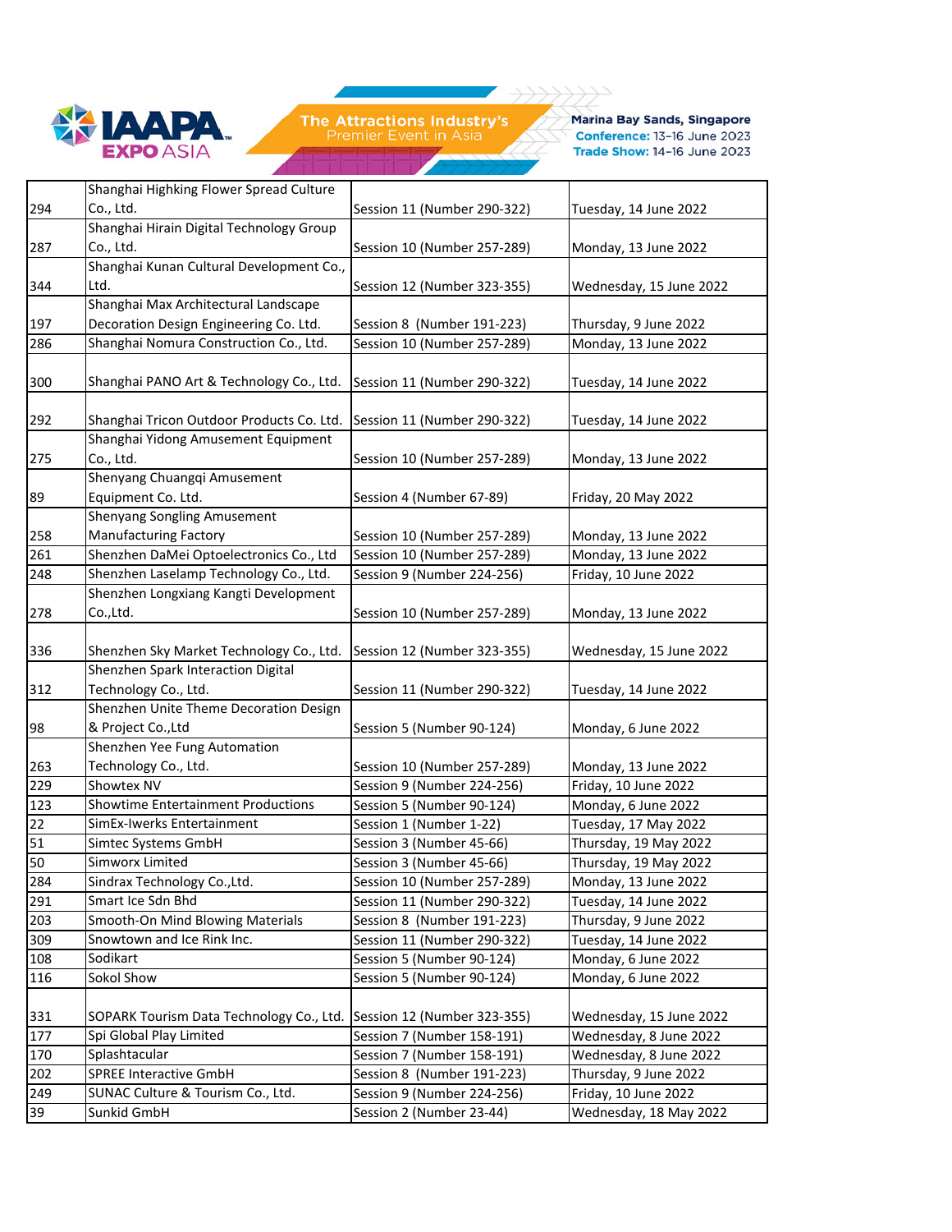| 294 | Shanghai Highking Flower Spread Culture Co., Ltd. | Session 11 (Number 290-322) | Tuesday, 14 June 2022 |
|---|---|---|---|
| 287 | Shanghai Hirain Digital Technology Group Co., Ltd. | Session 10 (Number 257-289) | Monday, 13 June 2022 |
| 344 | Shanghai Kunan Cultural Development Co., Ltd. | Session 12 (Number 323-355) | Wednesday, 15 June 2022 |
| 197 | Shanghai Max Architectural Landscape Decoration Design Engineering Co. Ltd. | Session 8 (Number 191-223) | Thursday, 9 June 2022 |
| 286 | Shanghai Nomura Construction Co., Ltd. | Session 10 (Number 257-289) | Monday, 13 June 2022 |
| 300 | Shanghai PANO Art & Technology Co., Ltd. | Session 11 (Number 290-322) | Tuesday, 14 June 2022 |
| 292 | Shanghai Tricon Outdoor Products Co. Ltd. | Session 11 (Number 290-322) | Tuesday, 14 June 2022 |
| 275 | Shanghai Yidong Amusement Equipment Co., Ltd. | Session 10 (Number 257-289) | Monday, 13 June 2022 |
| 89 | Shenyang Chuangqi Amusement Equipment Co. Ltd. | Session 4 (Number 67-89) | Friday, 20 May 2022 |
| 258 | Shenyang Songling Amusement Manufacturing Factory | Session 10 (Number 257-289) | Monday, 13 June 2022 |
| 261 | Shenzhen DaMei Optoelectronics Co., Ltd | Session 10 (Number 257-289) | Monday, 13 June 2022 |
| 248 | Shenzhen Laselamp Technology Co., Ltd. | Session 9 (Number 224-256) | Friday, 10 June 2022 |
| 278 | Shenzhen Longxiang Kangti Development Co.,Ltd. | Session 10 (Number 257-289) | Monday, 13 June 2022 |
| 336 | Shenzhen Sky Market Technology Co., Ltd. | Session 12 (Number 323-355) | Wednesday, 15 June 2022 |
| 312 | Shenzhen Spark Interaction Digital Technology Co., Ltd. | Session 11 (Number 290-322) | Tuesday, 14 June 2022 |
| 98 | Shenzhen Unite Theme Decoration Design & Project Co.,Ltd | Session 5 (Number 90-124) | Monday, 6 June 2022 |
| 263 | Shenzhen Yee Fung Automation Technology Co., Ltd. | Session 10 (Number 257-289) | Monday, 13 June 2022 |
| 229 | Showtex NV | Session 9 (Number 224-256) | Friday, 10 June 2022 |
| 123 | Showtime Entertainment Productions | Session 5 (Number 90-124) | Monday, 6 June 2022 |
| 22 | SimEx-Iwerks Entertainment | Session 1 (Number 1-22) | Tuesday, 17 May 2022 |
| 51 | Simtec Systems GmbH | Session 3 (Number 45-66) | Thursday, 19 May 2022 |
| 50 | Simworx Limited | Session 3 (Number 45-66) | Thursday, 19 May 2022 |
| 284 | Sindrax Technology Co.,Ltd. | Session 10 (Number 257-289) | Monday, 13 June 2022 |
| 291 | Smart Ice Sdn Bhd | Session 11 (Number 290-322) | Tuesday, 14 June 2022 |
| 203 | Smooth-On Mind Blowing Materials | Session 8 (Number 191-223) | Thursday, 9 June 2022 |
| 309 | Snowtown and Ice Rink Inc. | Session 11 (Number 290-322) | Tuesday, 14 June 2022 |
| 108 | Sodikart | Session 5 (Number 90-124) | Monday, 6 June 2022 |
| 116 | Sokol Show | Session 5 (Number 90-124) | Monday, 6 June 2022 |
| 331 | SOPARK Tourism Data Technology Co., Ltd. | Session 12 (Number 323-355) | Wednesday, 15 June 2022 |
| 177 | Spi Global Play Limited | Session 7 (Number 158-191) | Wednesday, 8 June 2022 |
| 170 | Splashtacular | Session 7 (Number 158-191) | Wednesday, 8 June 2022 |
| 202 | SPREE Interactive GmbH | Session 8 (Number 191-223) | Thursday, 9 June 2022 |
| 249 | SUNAC Culture & Tourism Co., Ltd. | Session 9 (Number 224-256) | Friday, 10 June 2022 |
| 39 | Sunkid GmbH | Session 2 (Number 23-44) | Wednesday, 18 May 2022 |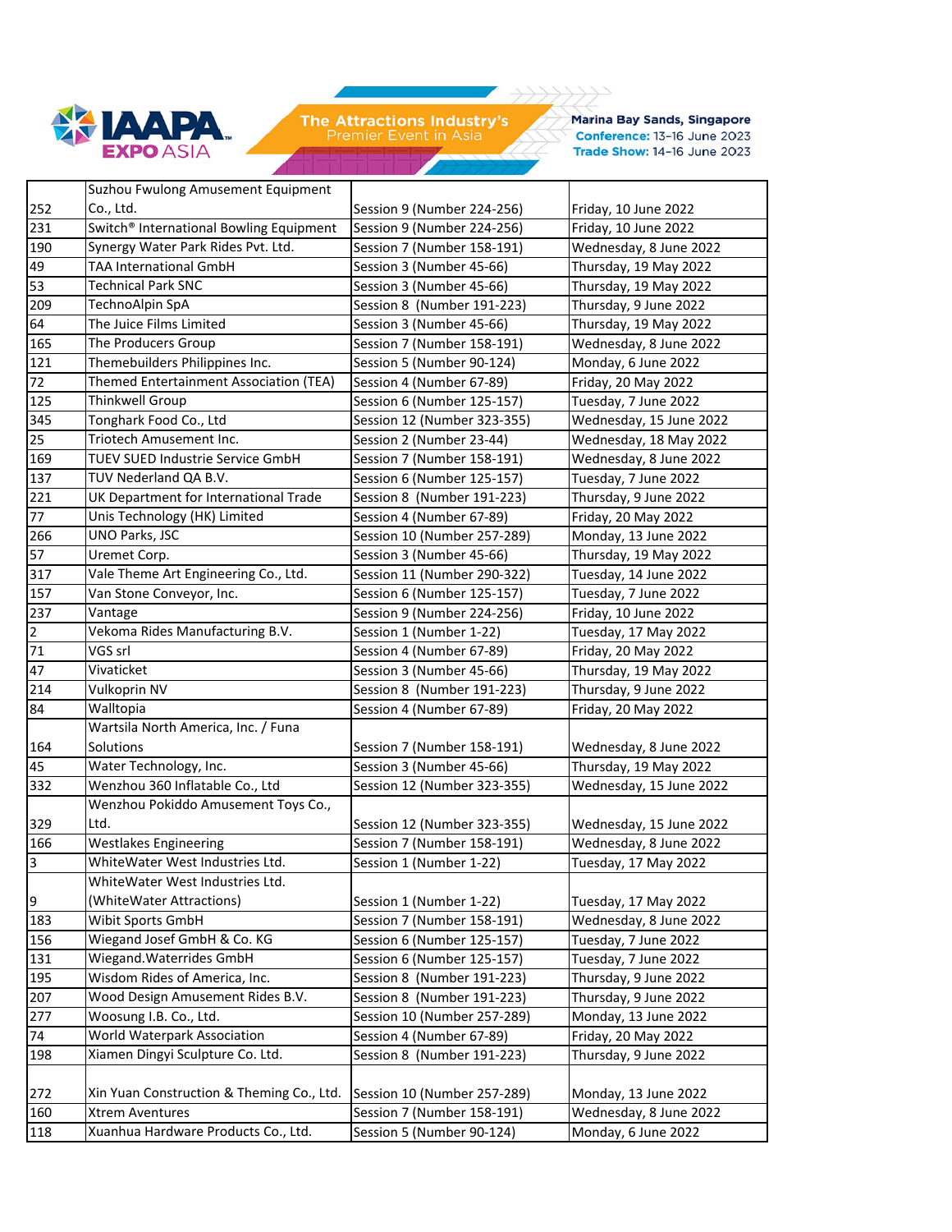| | | | |
|---|---|---|---|
| 252 | Suzhou Fwulong Amusement Equipment Co., Ltd. | Session 9 (Number 224-256) | Friday, 10 June 2022 |
| 231 | Switch® International Bowling Equipment | Session 9 (Number 224-256) | Friday, 10 June 2022 |
| 190 | Synergy Water Park Rides Pvt. Ltd. | Session 7 (Number 158-191) | Wednesday, 8 June 2022 |
| 49 | TAA International GmbH | Session 3 (Number 45-66) | Thursday, 19 May 2022 |
| 53 | Technical Park SNC | Session 3 (Number 45-66) | Thursday, 19 May 2022 |
| 209 | TechnoAlpin SpA | Session 8 (Number 191-223) | Thursday, 9 June 2022 |
| 64 | The Juice Films Limited | Session 3 (Number 45-66) | Thursday, 19 May 2022 |
| 165 | The Producers Group | Session 7 (Number 158-191) | Wednesday, 8 June 2022 |
| 121 | Themebuilders Philippines Inc. | Session 5 (Number 90-124) | Monday, 6 June 2022 |
| 72 | Themed Entertainment Association (TEA) | Session 4 (Number 67-89) | Friday, 20 May 2022 |
| 125 | Thinkwell Group | Session 6 (Number 125-157) | Tuesday, 7 June 2022 |
| 345 | Tonghark Food Co., Ltd | Session 12 (Number 323-355) | Wednesday, 15 June 2022 |
| 25 | Triotech Amusement Inc. | Session 2 (Number 23-44) | Wednesday, 18 May 2022 |
| 169 | TUEV SUED Industrie Service GmbH | Session 7 (Number 158-191) | Wednesday, 8 June 2022 |
| 137 | TUV Nederland QA B.V. | Session 6 (Number 125-157) | Tuesday, 7 June 2022 |
| 221 | UK Department for International Trade | Session 8 (Number 191-223) | Thursday, 9 June 2022 |
| 77 | Unis Technology (HK) Limited | Session 4 (Number 67-89) | Friday, 20 May 2022 |
| 266 | UNO Parks, JSC | Session 10 (Number 257-289) | Monday, 13 June 2022 |
| 57 | Uremet Corp. | Session 3 (Number 45-66) | Thursday, 19 May 2022 |
| 317 | Vale Theme Art Engineering Co., Ltd. | Session 11 (Number 290-322) | Tuesday, 14 June 2022 |
| 157 | Van Stone Conveyor, Inc. | Session 6 (Number 125-157) | Tuesday, 7 June 2022 |
| 237 | Vantage | Session 9 (Number 224-256) | Friday, 10 June 2022 |
| 2 | Vekoma Rides Manufacturing B.V. | Session 1 (Number 1-22) | Tuesday, 17 May 2022 |
| 71 | VGS srl | Session 4 (Number 67-89) | Friday, 20 May 2022 |
| 47 | Vivaticket | Session 3 (Number 45-66) | Thursday, 19 May 2022 |
| 214 | Vulkoprin NV | Session 8 (Number 191-223) | Thursday, 9 June 2022 |
| 84 | Walltopia | Session 4 (Number 67-89) | Friday, 20 May 2022 |
| 164 | Wartsila North America, Inc. / Funa Solutions | Session 7 (Number 158-191) | Wednesday, 8 June 2022 |
| 45 | Water Technology, Inc. | Session 3 (Number 45-66) | Thursday, 19 May 2022 |
| 332 | Wenzhou 360 Inflatable Co., Ltd | Session 12 (Number 323-355) | Wednesday, 15 June 2022 |
| 329 | Wenzhou Pokiddo Amusement Toys Co., Ltd. | Session 12 (Number 323-355) | Wednesday, 15 June 2022 |
| 166 | Westlakes Engineering | Session 7 (Number 158-191) | Wednesday, 8 June 2022 |
| 3 | WhiteWater West Industries Ltd. | Session 1 (Number 1-22) | Tuesday, 17 May 2022 |
| 9 | WhiteWater West Industries Ltd. (WhiteWater Attractions) | Session 1 (Number 1-22) | Tuesday, 17 May 2022 |
| 183 | Wibit Sports GmbH | Session 7 (Number 158-191) | Wednesday, 8 June 2022 |
| 156 | Wiegand Josef GmbH & Co. KG | Session 6 (Number 125-157) | Tuesday, 7 June 2022 |
| 131 | Wiegand.Waterrides GmbH | Session 6 (Number 125-157) | Tuesday, 7 June 2022 |
| 195 | Wisdom Rides of America, Inc. | Session 8 (Number 191-223) | Thursday, 9 June 2022 |
| 207 | Wood Design Amusement Rides B.V. | Session 8 (Number 191-223) | Thursday, 9 June 2022 |
| 277 | Woosung I.B. Co., Ltd. | Session 10 (Number 257-289) | Monday, 13 June 2022 |
| 74 | World Waterpark Association | Session 4 (Number 67-89) | Friday, 20 May 2022 |
| 198 | Xiamen Dingyi Sculpture Co. Ltd. | Session 8 (Number 191-223) | Thursday, 9 June 2022 |
| 272 | Xin Yuan Construction & Theming Co., Ltd. | Session 10 (Number 257-289) | Monday, 13 June 2022 |
| 160 | Xtrem Aventures | Session 7 (Number 158-191) | Wednesday, 8 June 2022 |
| 118 | Xuanhua Hardware Products Co., Ltd. | Session 5 (Number 90-124) | Monday, 6 June 2022 |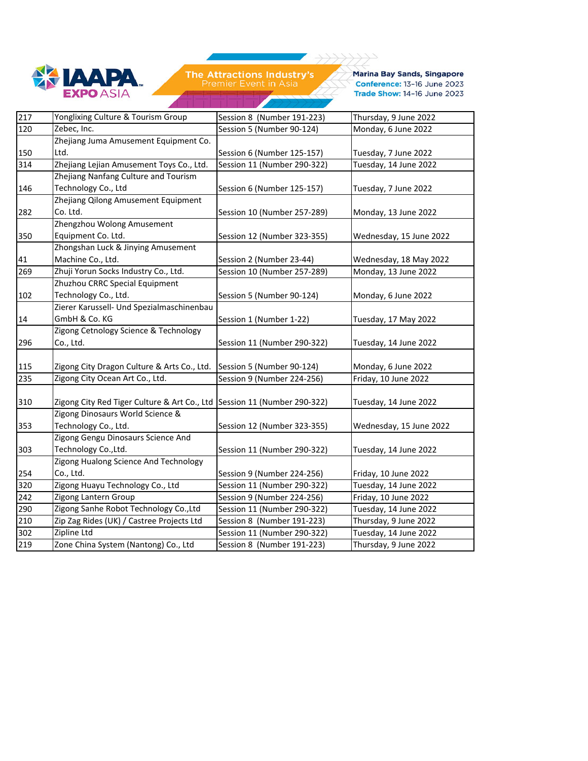| | | | |
|---|---|---|---|
| 217 | Yonglixing Culture & Tourism Group | Session 8 (Number 191-223) | Thursday, 9 June 2022 |
| 120 | Zebec, Inc. | Session 5 (Number 90-124) | Monday, 6 June 2022 |
| 150 | Zhejiang Juma Amusement Equipment Co. Ltd. | Session 6 (Number 125-157) | Tuesday, 7 June 2022 |
| 314 | Zhejiang Lejian Amusement Toys Co., Ltd. | Session 11 (Number 290-322) | Tuesday, 14 June 2022 |
| 146 | Zhejiang Nanfang Culture and Tourism Technology Co., Ltd | Session 6 (Number 125-157) | Tuesday, 7 June 2022 |
| 282 | Zhejiang Qilong Amusement Equipment Co. Ltd. | Session 10 (Number 257-289) | Monday, 13 June 2022 |
| 350 | Zhengzhou Wolong Amusement Equipment Co. Ltd. | Session 12 (Number 323-355) | Wednesday, 15 June 2022 |
| 41 | Zhongshan Luck & Jinying Amusement Machine Co., Ltd. | Session 2 (Number 23-44) | Wednesday, 18 May 2022 |
| 269 | Zhuji Yorun Socks Industry Co., Ltd. | Session 10 (Number 257-289) | Monday, 13 June 2022 |
| 102 | Zhuzhou CRRC Special Equipment Technology Co., Ltd. | Session 5 (Number 90-124) | Monday, 6 June 2022 |
| 14 | Zierer Karussell- Und Spezialmaschinenbau GmbH & Co. KG | Session 1 (Number 1-22) | Tuesday, 17 May 2022 |
| 296 | Zigong Cetnology Science & Technology Co., Ltd. | Session 11 (Number 290-322) | Tuesday, 14 June 2022 |
| 115 | Zigong City Dragon Culture & Arts Co., Ltd. | Session 5 (Number 90-124) | Monday, 6 June 2022 |
| 235 | Zigong City Ocean Art Co., Ltd. | Session 9 (Number 224-256) | Friday, 10 June 2022 |
| 310 | Zigong City Red Tiger Culture & Art Co., Ltd | Session 11 (Number 290-322) | Tuesday, 14 June 2022 |
| 353 | Zigong Dinosaurs World Science & Technology Co., Ltd. | Session 12 (Number 323-355) | Wednesday, 15 June 2022 |
| 303 | Zigong Gengu Dinosaurs Science And Technology Co.,Ltd. | Session 11 (Number 290-322) | Tuesday, 14 June 2022 |
| 254 | Zigong Hualong Science And Technology Co., Ltd. | Session 9 (Number 224-256) | Friday, 10 June 2022 |
| 320 | Zigong Huayu Technology Co., Ltd | Session 11 (Number 290-322) | Tuesday, 14 June 2022 |
| 242 | Zigong Lantern Group | Session 9 (Number 224-256) | Friday, 10 June 2022 |
| 290 | Zigong Sanhe Robot Technology Co.,Ltd | Session 11 (Number 290-322) | Tuesday, 14 June 2022 |
| 210 | Zip Zag Rides (UK) / Castree Projects Ltd | Session 8 (Number 191-223) | Thursday, 9 June 2022 |
| 302 | Zipline Ltd | Session 11 (Number 290-322) | Tuesday, 14 June 2022 |
| 219 | Zone China System (Nantong) Co., Ltd | Session 8 (Number 191-223) | Thursday, 9 June 2022 |